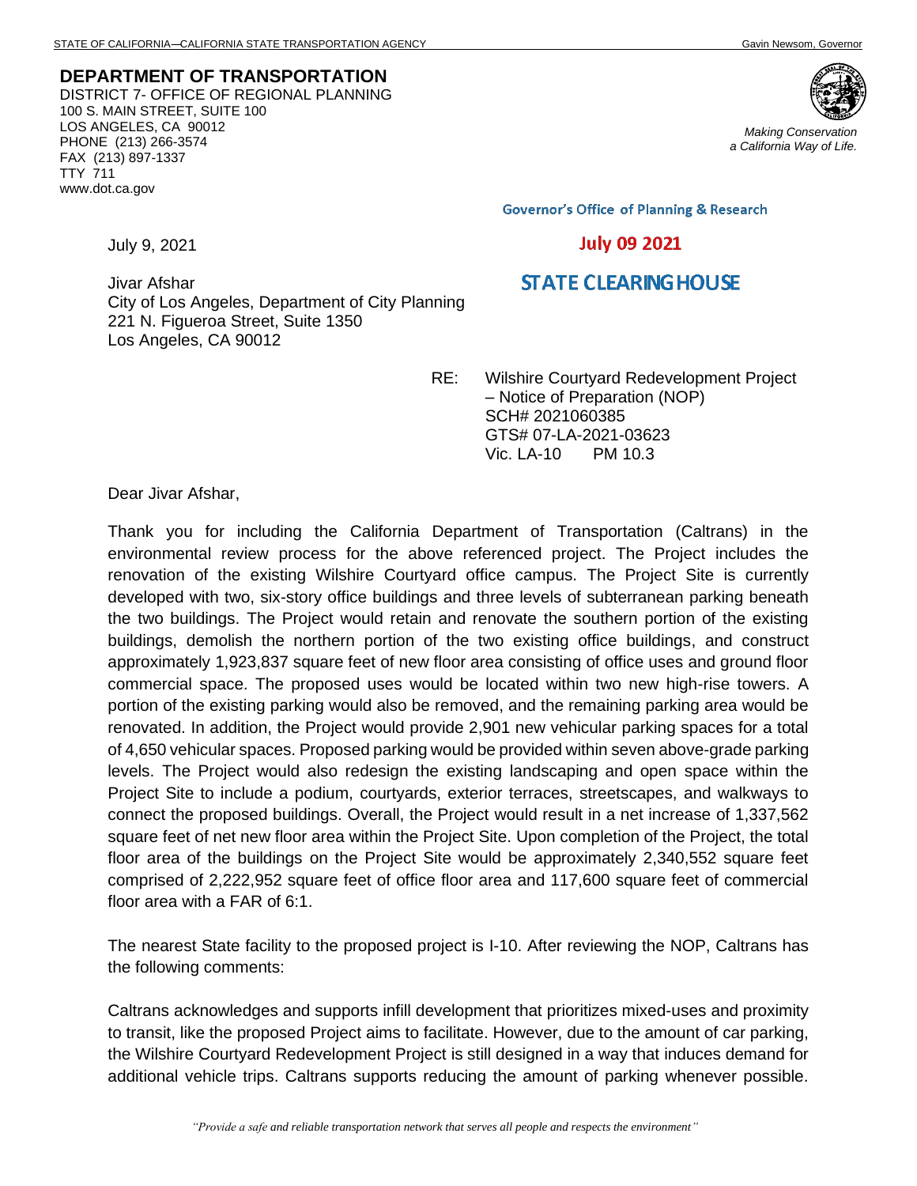STATE OF CALIFORNIA—CALIFORNIA STATE TRANSPORTATION AGENCY    Gavin Newsom, Governor

**DEPARTMENT OF TRANSPORTATION**
DISTRICT 7- OFFICE OF REGIONAL PLANNING
100 S. MAIN STREET, SUITE 100
LOS ANGELES, CA 90012
PHONE (213) 266-3574
FAX (213) 897-1337
TTY 711
www.dot.ca.gov

*Making Conservation a California Way of Life.*

Governor's Office of Planning & Research

July 09 2021

STATE CLEARING HOUSE

July 9, 2021

Jivar Afshar
City of Los Angeles, Department of City Planning
221 N. Figueroa Street, Suite 1350
Los Angeles, CA 90012

RE: Wilshire Courtyard Redevelopment Project – Notice of Preparation (NOP)
SCH# 2021060385
GTS# 07-LA-2021-03623
Vic. LA-10 PM 10.3

Dear Jivar Afshar,

Thank you for including the California Department of Transportation (Caltrans) in the environmental review process for the above referenced project. The Project includes the renovation of the existing Wilshire Courtyard office campus. The Project Site is currently developed with two, six-story office buildings and three levels of subterranean parking beneath the two buildings. The Project would retain and renovate the southern portion of the existing buildings, demolish the northern portion of the two existing office buildings, and construct approximately 1,923,837 square feet of new floor area consisting of office uses and ground floor commercial space. The proposed uses would be located within two new high-rise towers. A portion of the existing parking would also be removed, and the remaining parking area would be renovated. In addition, the Project would provide 2,901 new vehicular parking spaces for a total of 4,650 vehicular spaces. Proposed parking would be provided within seven above-grade parking levels. The Project would also redesign the existing landscaping and open space within the Project Site to include a podium, courtyards, exterior terraces, streetscapes, and walkways to connect the proposed buildings. Overall, the Project would result in a net increase of 1,337,562 square feet of net new floor area within the Project Site. Upon completion of the Project, the total floor area of the buildings on the Project Site would be approximately 2,340,552 square feet comprised of 2,222,952 square feet of office floor area and 117,600 square feet of commercial floor area with a FAR of 6:1.

The nearest State facility to the proposed project is I-10. After reviewing the NOP, Caltrans has the following comments:

Caltrans acknowledges and supports infill development that prioritizes mixed-uses and proximity to transit, like the proposed Project aims to facilitate. However, due to the amount of car parking, the Wilshire Courtyard Redevelopment Project is still designed in a way that induces demand for additional vehicle trips. Caltrans supports reducing the amount of parking whenever possible.

*"Provide a safe and reliable transportation network that serves all people and respects the environment"*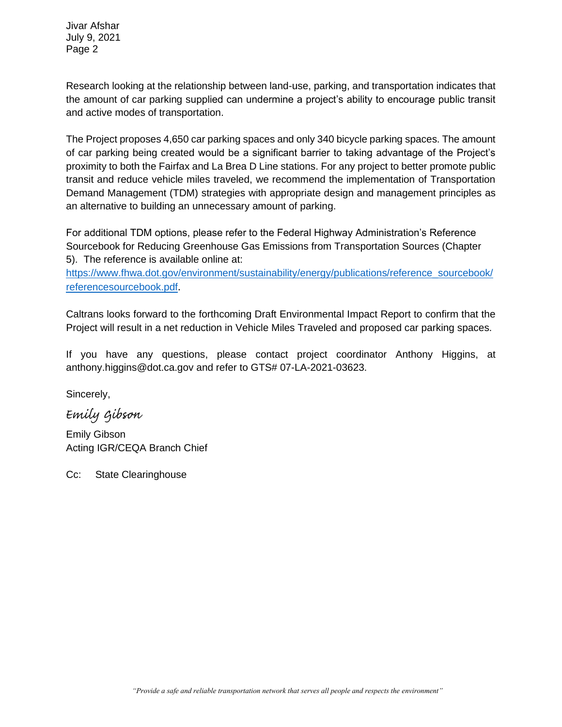Research looking at the relationship between land-use, parking, and transportation indicates that the amount of car parking supplied can undermine a project's ability to encourage public transit and active modes of transportation.

The Project proposes 4,650 car parking spaces and only 340 bicycle parking spaces. The amount of car parking being created would be a significant barrier to taking advantage of the Project's proximity to both the Fairfax and La Brea D Line stations. For any project to better promote public transit and reduce vehicle miles traveled, we recommend the implementation of Transportation Demand Management (TDM) strategies with appropriate design and management principles as an alternative to building an unnecessary amount of parking.

For additional TDM options, please refer to the Federal Highway Administration's Reference Sourcebook for Reducing Greenhouse Gas Emissions from Transportation Sources (Chapter 5). The reference is available online at: [https://www.fhwa.dot.gov/environment/sustainability/energy/publications/reference_sourcebook/referencesourcebook.pdf](https://www.fhwa.dot.gov/environment/sustainability/energy/publications/reference_sourcebook/referencesourcebook.pdf).

Caltrans looks forward to the forthcoming Draft Environmental Impact Report to confirm that the Project will result in a net reduction in Vehicle Miles Traveled and proposed car parking spaces.

If you have any questions, please contact project coordinator Anthony Higgins, at anthony.higgins@dot.ca.gov and refer to GTS# 07-LA-2021-03623.

Sincerely,

*Emily Gibson*

Emily Gibson
Acting IGR/CEQA Branch Chief

Cc: State Clearinghouse

*"Provide a safe and reliable transportation network that serves all people and respects the environment"*